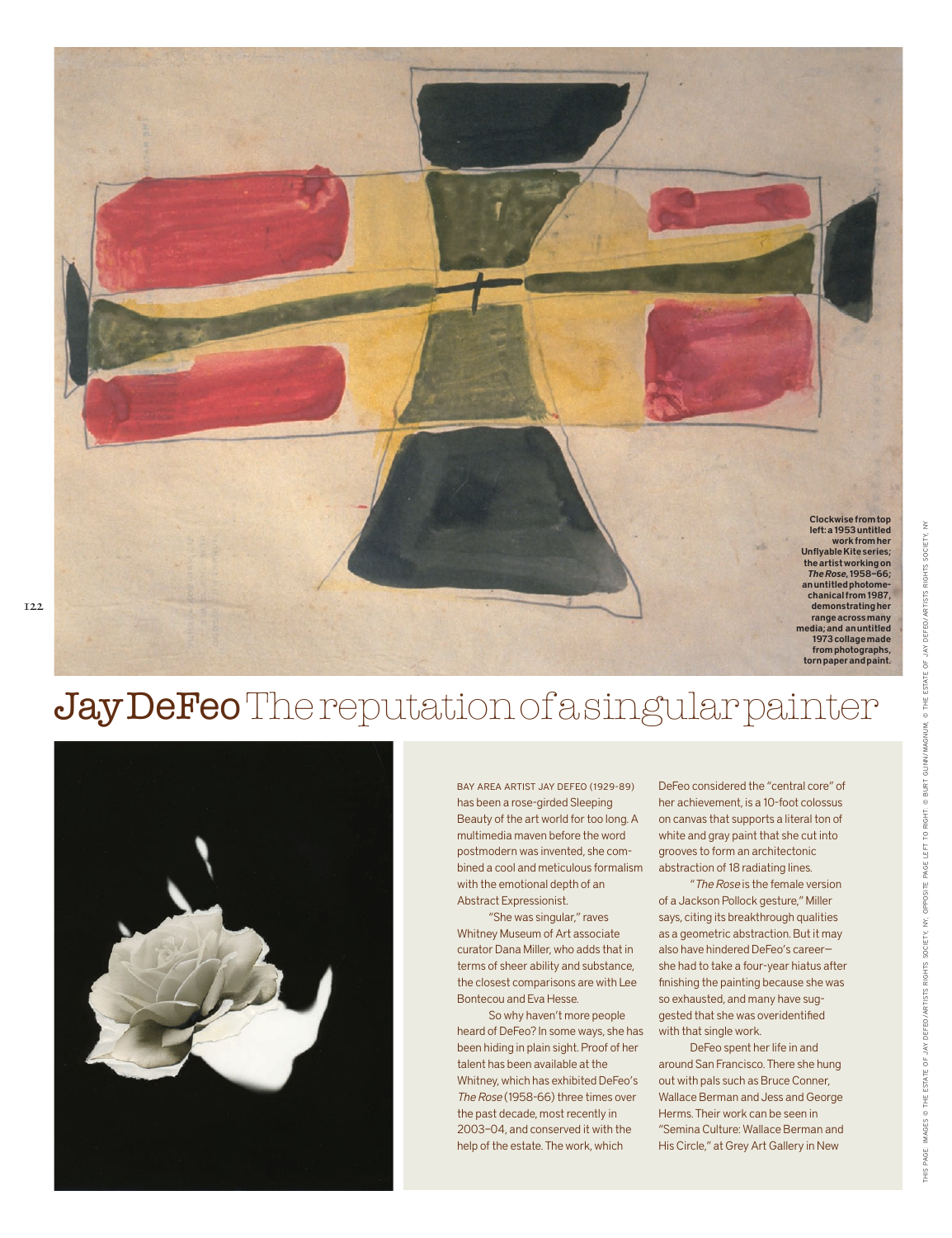Clockwise from top left: a 1953 untitled work from her Unflyable Kite series; the artist working on *The Rose*, 1958–66; an untitled photomechanical from 1987, demonstrating her range across many media; and an untitled 1973 collage made from photographs, torn paper and paint.

# Jay DeFeo The reputation of a singular painter

BAY AREA ARTIST JAY DEFEO (1929–89) has been a rose-girded Sleeping Beauty of the art world for too long. A multimedia maven before the word postmodern was invented, she combined a cool and meticulous formalism with the emotional depth of an Abstract Expressionist.

"She was singular," raves Whitney Museum of Art associate curator Dana Miller, who adds that in terms of sheer ability and substance, the closest comparisons are with Lee Bontecou and Eva Hesse.

So why haven't more people heard of DeFeo? In some ways, she has been hiding in plain sight. Proof of her talent has been available at the Whitney, which has exhibited DeFeo's *The Rose* (1958–66) three times over the past decade, most recently in 2003–04, and conserved it with the help of the estate. The work, which DeFeo considered the "central core" of her achievement, is a 10-foot colossus on canvas that supports a literal ton of white and gray paint that she cut into grooves to form an architectonic abstraction of 18 radiating lines.

"*The Rose* is the female version of a Jackson Pollock gesture," Miller says, citing its breakthrough qualities as a geometric abstraction. But it may also have hindered DeFeo's career—she had to take a four-year hiatus after finishing the painting because she was so exhausted, and many have suggested that she was overidentified with that single work.

DeFeo spent her life in and around San Francisco. There she hung out with pals such as Bruce Conner, Wallace Berman and Jess and George Herms. Their work can be seen in "Semina Culture: Wallace Berman and His Circle," at Grey Art Gallery in New

THIS PAGE: IMAGES © THE ESTATE OF JAY DEFEO/ARTISTS RIGHTS SOCIETY, NY; OPPOSITE PAGE LEFT TO RIGHT: © BURT GLINN/MAGNUM, © THE ESTATE OF JAY DEFEO/ARTISTS RIGHTS SOCIETY, NY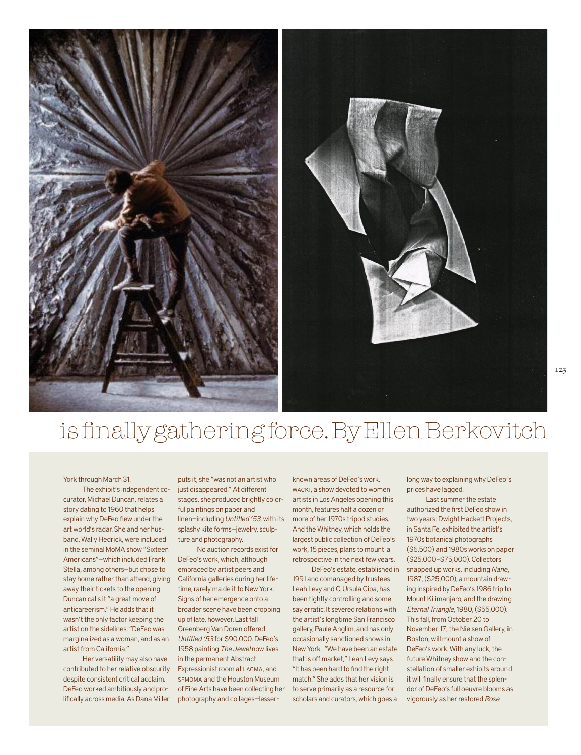is finally gathering force. By Ellen Berkovitch

York through March 31.

The exhibit's independent co-curator, Michael Duncan, relates a story dating to 1960 that helps explain why DeFeo flew under the art world's radar. She and her husband, Wally Hedrick, were included in the seminal MoMA show "Sixteen Americans"—which included Frank Stella, among others—but chose to stay home rather than attend, giving away their tickets to the opening. Duncan calls it "a great move of anticareerism." He adds that it wasn't the only factor keeping the artist on the sidelines: "DeFeo was marginalized as a woman, and as an artist from California."

Her versatility may also have contributed to her relative obscurity despite consistent critical acclaim. DeFeo worked ambitiously and prolifically across media. As Dana Miller puts it, she "was not an artist who just disappeared." At different stages, she produced brightly colorful paintings on paper and linen—including *Untitled '53*, with its splashy kite forms—jewelry, sculpture and photography.

No auction records exist for DeFeo's work, which, although embraced by artist peers and California galleries during her lifetime, rarely ma de it to New York. Signs of her emergence onto a broader scene have been cropping up of late, however. Last fall Greenberg Van Doren offered *Untitled '53* for $90,000. DeFeo's 1958 painting *The Jewel* now lives in the permanent Abstract Expressionist room at LACMA, and SFMOMA and the Houston Museum of Fine Arts have been collecting her photography and collages—lesser-known areas of DeFeo's work. WACK!, a show devoted to women artists in Los Angeles opening this month, features half a dozen or more of her 1970s tripod studies. And the Whitney, which holds the largest public collection of DeFeo's work, 15 pieces, plans to mount a retrospective in the next few years.

DeFeo's estate, established in 1991 and comanaged by trustees Leah Levy and C. Ursula Cipa, has been tightly controlling and some say erratic. It severed relations with the artist's longtime San Francisco gallery, Paule Anglim, and has only occasionally sanctioned shows in New York. "We have been an estate that is off market," Leah Levy says. "It has been hard to find the right match." She adds that her vision is to serve primarily as a resource for scholars and curators, which goes a long way to explaining why DeFeo's prices have lagged.

Last summer the estate authorized the first DeFeo show in two years: Dwight Hackett Projects, in Santa Fe, exhibited the artist's 1970s botanical photographs ($6,500) and 1980s works on paper ($25,000–$75,000). Collectors snapped up works, including *Nane*, 1987, ($25,000), a mountain drawing inspired by DeFeo's 1986 trip to Mount Kilimanjaro, and the drawing *Eternal Triangle*, 1980, ($55,000). This fall, from October 20 to November 17, the Nielsen Gallery, in Boston, will mount a show of DeFeo's work. With any luck, the future Whitney show and the constellation of smaller exhibits around it will finally ensure that the splendor of DeFeo's full oeuvre blooms as vigorously as her restored *Rose*.